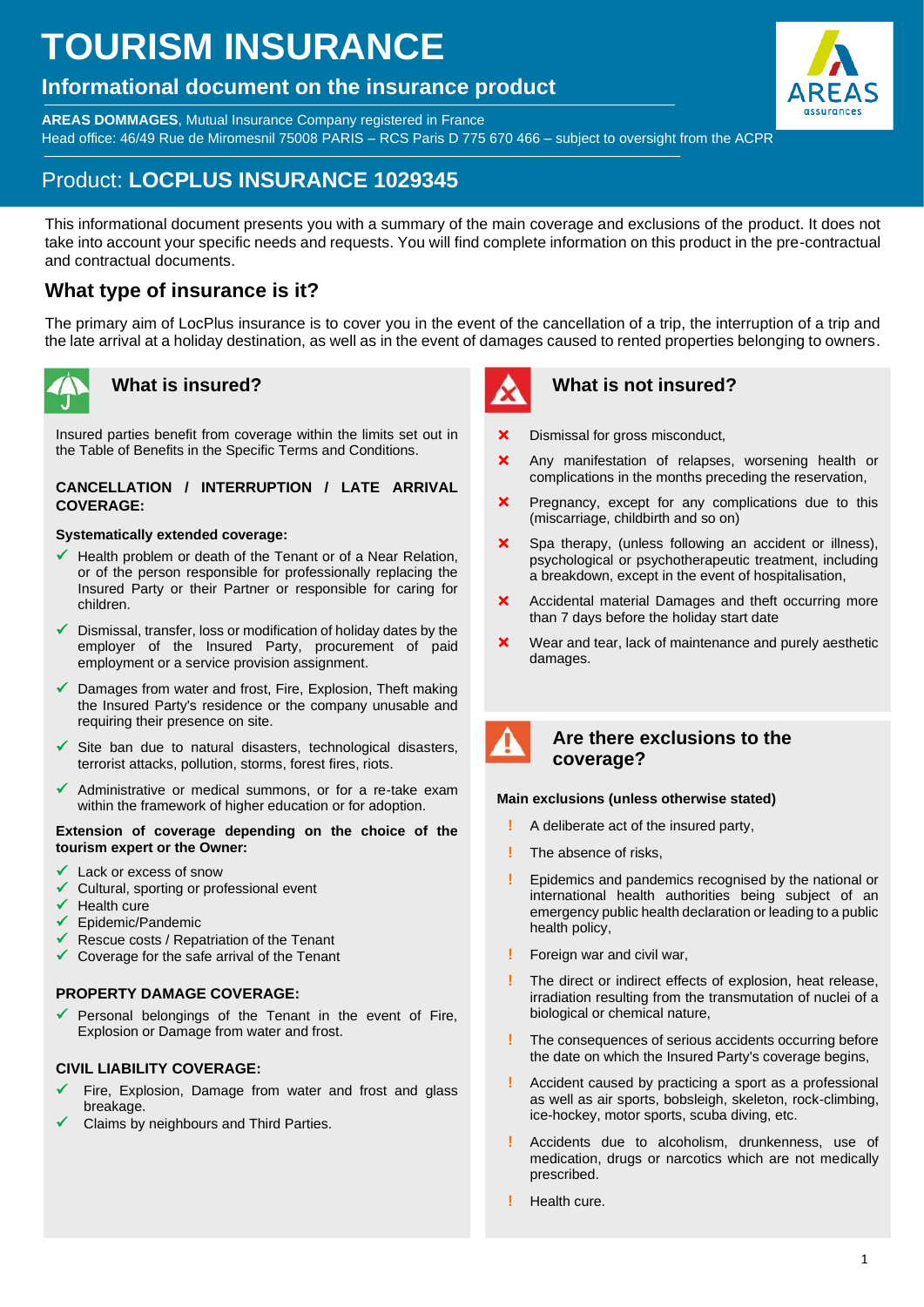# TOURISM INSURANCE

## Informational document on the insurance product

**AREAS DOMMAGES**, Mutual Insurance Company registered in France
Head office: 46/49 Rue de Miromesnil 75008 PARIS – RCS Paris D 775 670 466 – subject to oversight from the ACPR

## Product: **LOCPLUS INSURANCE 1029345**

This informational document presents you with a summary of the main coverage and exclusions of the product. It does not take into account your specific needs and requests. You will find complete information on this product in the pre-contractual and contractual documents.

## What type of insurance is it?

The primary aim of LocPlus insurance is to cover you in the event of the cancellation of a trip, the interruption of a trip and the late arrival at a holiday destination, as well as in the event of damages caused to rented properties belonging to owners.

### What is insured?

Insured parties benefit from coverage within the limits set out in the Table of Benefits in the Specific Terms and Conditions.

**CANCELLATION / INTERRUPTION / LATE ARRIVAL COVERAGE:**

**Systematically extended coverage:**

- ✓ Health problem or death of the Tenant or of a Near Relation, or of the person responsible for professionally replacing the Insured Party or their Partner or responsible for caring for children.
- ✓ Dismissal, transfer, loss or modification of holiday dates by the employer of the Insured Party, procurement of paid employment or a service provision assignment.
- ✓ Damages from water and frost, Fire, Explosion, Theft making the Insured Party's residence or the company unusable and requiring their presence on site.
- ✓ Site ban due to natural disasters, technological disasters, terrorist attacks, pollution, storms, forest fires, riots.
- ✓ Administrative or medical summons, or for a re-take exam within the framework of higher education or for adoption.

**Extension of coverage depending on the choice of the tourism expert or the Owner:**

- ✓ Lack or excess of snow
- ✓ Cultural, sporting or professional event
- ✓ Health cure
- ✓ Epidemic/Pandemic
- ✓ Rescue costs / Repatriation of the Tenant
- ✓ Coverage for the safe arrival of the Tenant

**PROPERTY DAMAGE COVERAGE:**

- ✓ Personal belongings of the Tenant in the event of Fire, Explosion or Damage from water and frost.

**CIVIL LIABILITY COVERAGE:**

- ✓ Fire, Explosion, Damage from water and frost and glass breakage.
- ✓ Claims by neighbours and Third Parties.

### What is not insured?

- ✗ Dismissal for gross misconduct,
- ✗ Any manifestation of relapses, worsening health or complications in the months preceding the reservation,
- ✗ Pregnancy, except for any complications due to this (miscarriage, childbirth and so on)
- ✗ Spa therapy, (unless following an accident or illness), psychological or psychotherapeutic treatment, including a breakdown, except in the event of hospitalisation,
- ✗ Accidental material Damages and theft occurring more than 7 days before the holiday start date
- ✗ Wear and tear, lack of maintenance and purely aesthetic damages.

### Are there exclusions to the coverage?

**Main exclusions (unless otherwise stated)**

- ! A deliberate act of the insured party,
- ! The absence of risks,
- ! Epidemics and pandemics recognised by the national or international health authorities being subject of an emergency public health declaration or leading to a public health policy,
- ! Foreign war and civil war,
- ! The direct or indirect effects of explosion, heat release, irradiation resulting from the transmutation of nuclei of a biological or chemical nature,
- ! The consequences of serious accidents occurring before the date on which the Insured Party's coverage begins,
- ! Accident caused by practicing a sport as a professional as well as air sports, bobsleigh, skeleton, rock-climbing, ice-hockey, motor sports, scuba diving, etc.
- ! Accidents due to alcoholism, drunkenness, use of medication, drugs or narcotics which are not medically prescribed.
- ! Health cure.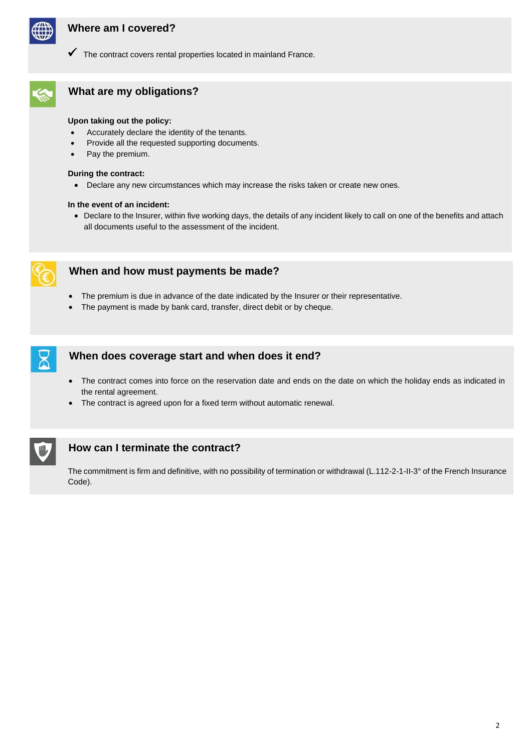## Where am I covered?

✔ The contract covers rental properties located in mainland France.

## What are my obligations?

**Upon taking out the policy:**

- Accurately declare the identity of the tenants.
- Provide all the requested supporting documents.
- Pay the premium.

**During the contract:**

- Declare any new circumstances which may increase the risks taken or create new ones.

**In the event of an incident:**

- Declare to the Insurer, within five working days, the details of any incident likely to call on one of the benefits and attach all documents useful to the assessment of the incident.

## When and how must payments be made?

- The premium is due in advance of the date indicated by the Insurer or their representative.
- The payment is made by bank card, transfer, direct debit or by cheque.

## When does coverage start and when does it end?

- The contract comes into force on the reservation date and ends on the date on which the holiday ends as indicated in the rental agreement.
- The contract is agreed upon for a fixed term without automatic renewal.

## How can I terminate the contract?

The commitment is firm and definitive, with no possibility of termination or withdrawal (L.112-2-1-II-3° of the French Insurance Code).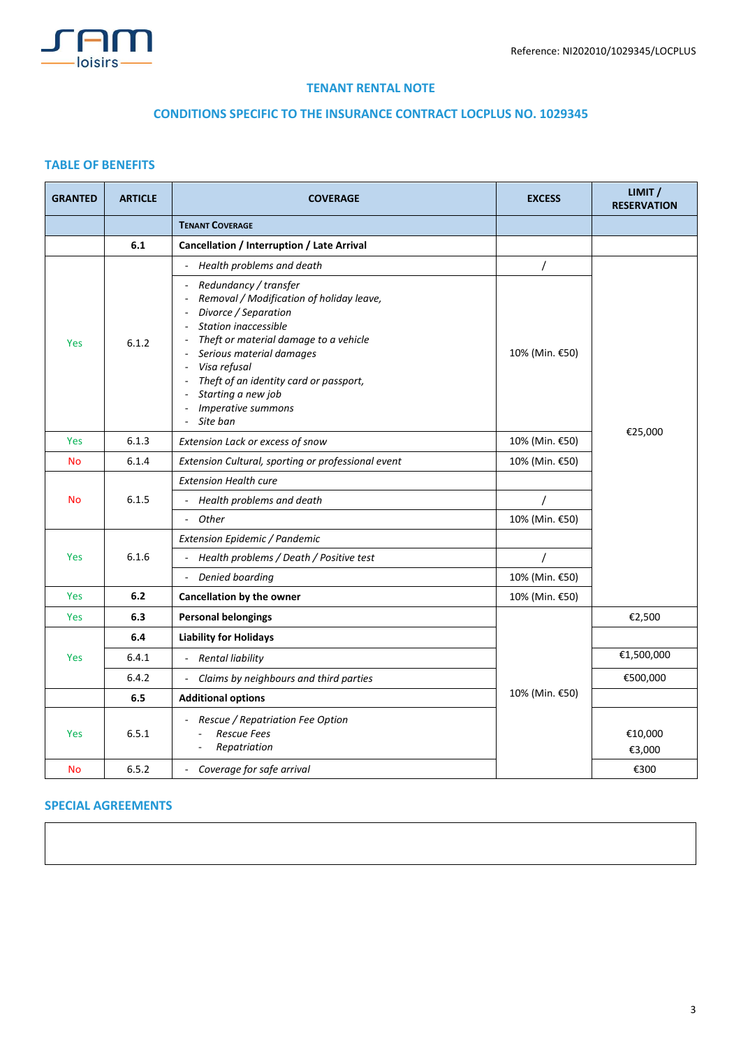Reference: NI202010/1029345/LOCPLUS

## TENANT RENTAL NOTE

## CONDITIONS SPECIFIC TO THE INSURANCE CONTRACT LOCPLUS NO. 1029345

### TABLE OF BENEFITS

| GRANTED | ARTICLE | COVERAGE | EXCESS | LIMIT / RESERVATION |
|---|---|---|---|---|
| | | **Tenant Coverage** | | |
| | **6.1** | **Cancellation / Interruption / Late Arrival** | | |
| Yes | 6.1.2 | - *Health problems and death* | / | €25,000 |
| | | - *Redundancy / transfer*<br>- *Removal / Modification of holiday leave,*<br>- *Divorce / Separation*<br>- *Station inaccessible*<br>- *Theft or material damage to a vehicle*<br>- *Serious material damages*<br>- *Visa refusal*<br>- *Theft of an identity card or passport,*<br>- *Starting a new job*<br>- *Imperative summons*<br>- *Site ban* | 10% (Min. €50) | |
| Yes | 6.1.3 | *Extension Lack or excess of snow* | 10% (Min. €50) | |
| No | 6.1.4 | *Extension Cultural, sporting or professional event* | 10% (Min. €50) | |
| No | 6.1.5 | *Extension Health cure* | | |
| | | - *Health problems and death* | / | |
| | | - *Other* | 10% (Min. €50) | |
| Yes | 6.1.6 | *Extension Epidemic / Pandemic* | | |
| | | - *Health problems / Death / Positive test* | / | |
| | | - *Denied boarding* | 10% (Min. €50) | |
| Yes | **6.2** | **Cancellation by the owner** | 10% (Min. €50) | |
| Yes | **6.3** | **Personal belongings** | 10% (Min. €50) | €2,500 |
| Yes | **6.4** | **Liability for Holidays** | | |
| | 6.4.1 | - *Rental liability* | | €1,500,000 |
| | 6.4.2 | - *Claims by neighbours and third parties* | | €500,000 |
| | **6.5** | **Additional options** | | |
| Yes | 6.5.1 | - *Rescue / Repatriation Fee Option*<br>&nbsp;&nbsp;- *Rescue Fees*<br>&nbsp;&nbsp;- *Repatriation* | | <br>€10,000<br>€3,000 |
| No | 6.5.2 | - *Coverage for safe arrival* | | €300 |

### SPECIAL AGREEMENTS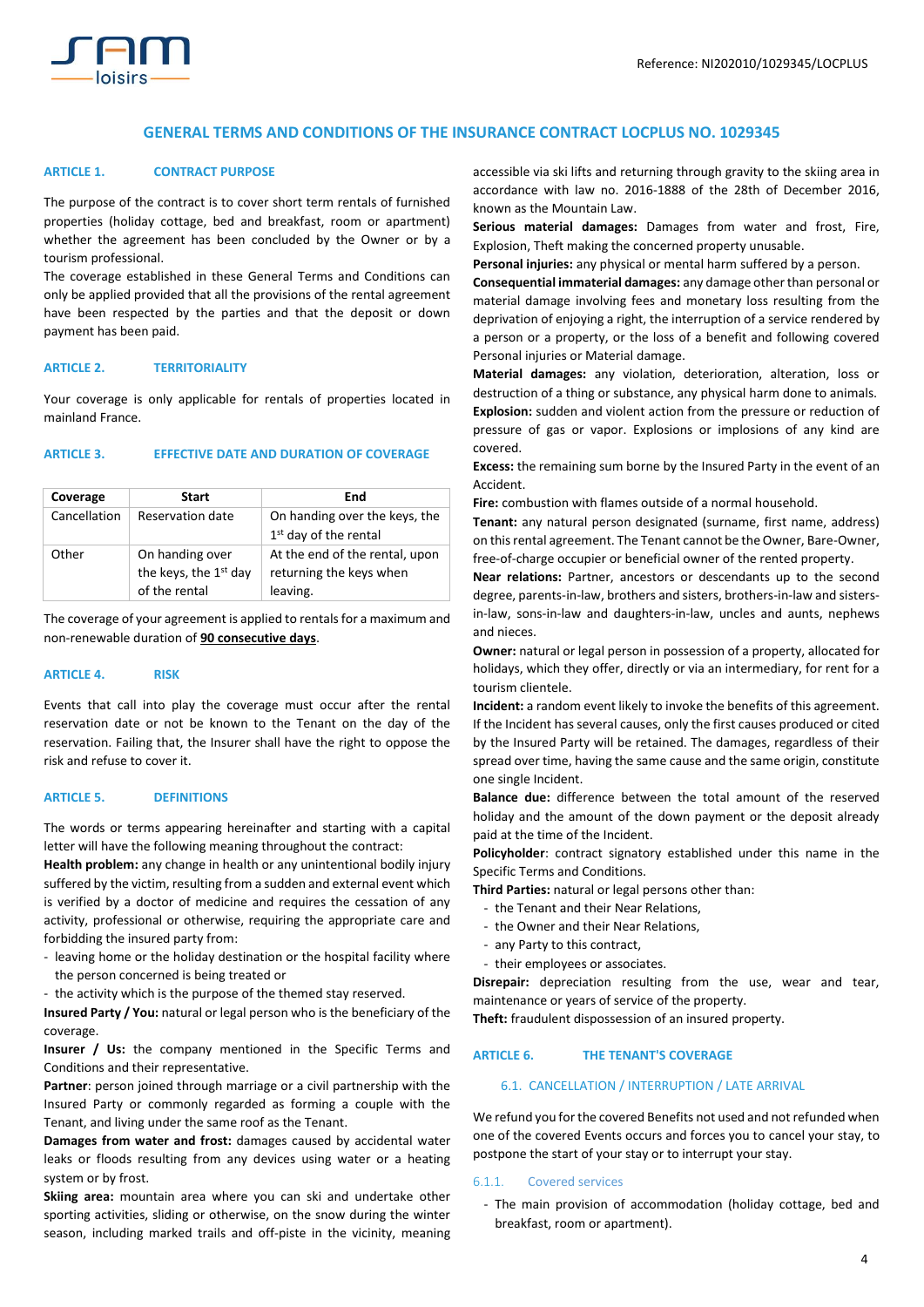## GENERAL TERMS AND CONDITIONS OF THE INSURANCE CONTRACT LOCPLUS NO. 1029345

### ARTICLE 1. CONTRACT PURPOSE

The purpose of the contract is to cover short term rentals of furnished properties (holiday cottage, bed and breakfast, room or apartment) whether the agreement has been concluded by the Owner or by a tourism professional.

The coverage established in these General Terms and Conditions can only be applied provided that all the provisions of the rental agreement have been respected by the parties and that the deposit or down payment has been paid.

### ARTICLE 2. TERRITORIALITY

Your coverage is only applicable for rentals of properties located in mainland France.

### ARTICLE 3. EFFECTIVE DATE AND DURATION OF COVERAGE

| Coverage | Start | End |
|---|---|---|
| Cancellation | Reservation date | On handing over the keys, the 1st day of the rental |
| Other | On handing over the keys, the 1st day of the rental | At the end of the rental, upon returning the keys when leaving. |

The coverage of your agreement is applied to rentals for a maximum and non-renewable duration of **90 consecutive days**.

### ARTICLE 4. RISK

Events that call into play the coverage must occur after the rental reservation date or not be known to the Tenant on the day of the reservation. Failing that, the Insurer shall have the right to oppose the risk and refuse to cover it.

### ARTICLE 5. DEFINITIONS

The words or terms appearing hereinafter and starting with a capital letter will have the following meaning throughout the contract:

**Health problem:** any change in health or any unintentional bodily injury suffered by the victim, resulting from a sudden and external event which is verified by a doctor of medicine and requires the cessation of any activity, professional or otherwise, requiring the appropriate care and forbidding the insured party from:

- leaving home or the holiday destination or the hospital facility where the person concerned is being treated or
- the activity which is the purpose of the themed stay reserved.

**Insured Party / You:** natural or legal person who is the beneficiary of the coverage.

**Insurer / Us:** the company mentioned in the Specific Terms and Conditions and their representative.

**Partner**: person joined through marriage or a civil partnership with the Insured Party or commonly regarded as forming a couple with the Tenant, and living under the same roof as the Tenant.

**Damages from water and frost:** damages caused by accidental water leaks or floods resulting from any devices using water or a heating system or by frost.

**Skiing area:** mountain area where you can ski and undertake other sporting activities, sliding or otherwise, on the snow during the winter season, including marked trails and off-piste in the vicinity, meaning accessible via ski lifts and returning through gravity to the skiing area in accordance with law no. 2016-1888 of the 28th of December 2016, known as the Mountain Law.

**Serious material damages:** Damages from water and frost, Fire, Explosion, Theft making the concerned property unusable.

**Personal injuries:** any physical or mental harm suffered by a person.

**Consequential immaterial damages:** any damage other than personal or material damage involving fees and monetary loss resulting from the deprivation of enjoying a right, the interruption of a service rendered by a person or a property, or the loss of a benefit and following covered Personal injuries or Material damage.

**Material damages:** any violation, deterioration, alteration, loss or destruction of a thing or substance, any physical harm done to animals.

**Explosion:** sudden and violent action from the pressure or reduction of pressure of gas or vapor. Explosions or implosions of any kind are covered.

**Excess:** the remaining sum borne by the Insured Party in the event of an Accident.

**Fire:** combustion with flames outside of a normal household.

**Tenant:** any natural person designated (surname, first name, address) on this rental agreement. The Tenant cannot be the Owner, Bare-Owner, free-of-charge occupier or beneficial owner of the rented property.

**Near relations:** Partner, ancestors or descendants up to the second degree, parents-in-law, brothers and sisters, brothers-in-law and sisters-in-law, sons-in-law and daughters-in-law, uncles and aunts, nephews and nieces.

**Owner:** natural or legal person in possession of a property, allocated for holidays, which they offer, directly or via an intermediary, for rent for a tourism clientele.

**Incident:** a random event likely to invoke the benefits of this agreement. If the Incident has several causes, only the first causes produced or cited by the Insured Party will be retained. The damages, regardless of their spread over time, having the same cause and the same origin, constitute one single Incident.

**Balance due:** difference between the total amount of the reserved holiday and the amount of the down payment or the deposit already paid at the time of the Incident.

**Policyholder**: contract signatory established under this name in the Specific Terms and Conditions.

**Third Parties:** natural or legal persons other than:

- the Tenant and their Near Relations,
- the Owner and their Near Relations,
- any Party to this contract,
- their employees or associates.

**Disrepair:** depreciation resulting from the use, wear and tear, maintenance or years of service of the property.

**Theft:** fraudulent dispossession of an insured property.

### ARTICLE 6. THE TENANT'S COVERAGE

#### 6.1. CANCELLATION / INTERRUPTION / LATE ARRIVAL

We refund you for the covered Benefits not used and not refunded when one of the covered Events occurs and forces you to cancel your stay, to postpone the start of your stay or to interrupt your stay.

##### 6.1.1. Covered services

- The main provision of accommodation (holiday cottage, bed and breakfast, room or apartment).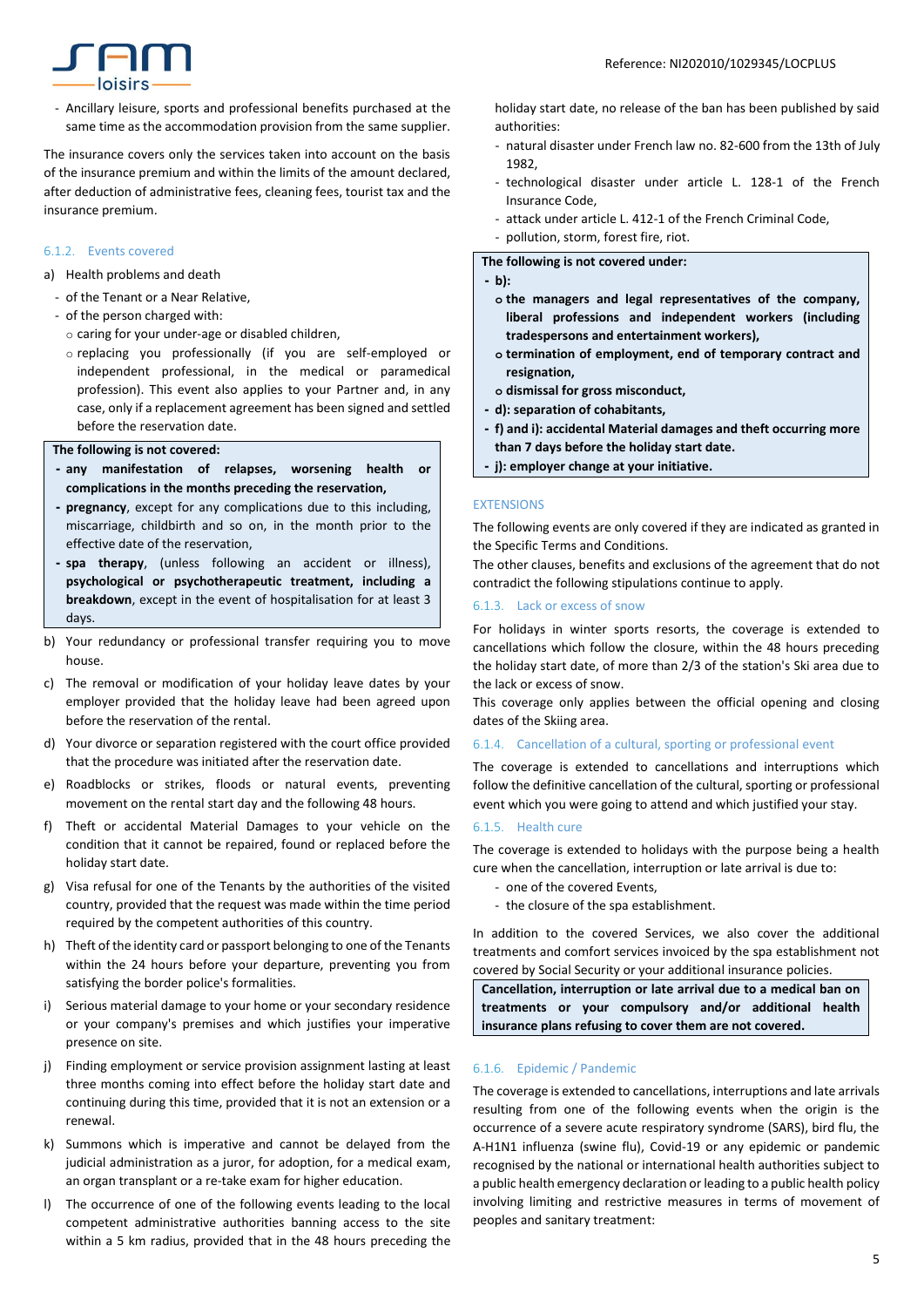- Ancillary leisure, sports and professional benefits purchased at the same time as the accommodation provision from the same supplier.

The insurance covers only the services taken into account on the basis of the insurance premium and within the limits of the amount declared, after deduction of administrative fees, cleaning fees, tourist tax and the insurance premium.

### 6.1.2. Events covered

a) Health problems and death
  - of the Tenant or a Near Relative,
  - of the person charged with:
    - caring for your under-age or disabled children,
    - replacing you professionally (if you are self-employed or independent professional, in the medical or paramedical profession). This event also applies to your Partner and, in any case, only if a replacement agreement has been signed and settled before the reservation date.

**The following is not covered:**
- **any manifestation of relapses, worsening health or complications in the months preceding the reservation,**
- **pregnancy**, except for any complications due to this including, miscarriage, childbirth and so on, in the month prior to the effective date of the reservation,
- **spa therapy**, (unless following an accident or illness), **psychological or psychotherapeutic treatment, including a breakdown**, except in the event of hospitalisation for at least 3 days.

b) Your redundancy or professional transfer requiring you to move house.

c) The removal or modification of your holiday leave dates by your employer provided that the holiday leave had been agreed upon before the reservation of the rental.

d) Your divorce or separation registered with the court office provided that the procedure was initiated after the reservation date.

e) Roadblocks or strikes, floods or natural events, preventing movement on the rental start day and the following 48 hours.

f) Theft or accidental Material Damages to your vehicle on the condition that it cannot be repaired, found or replaced before the holiday start date.

g) Visa refusal for one of the Tenants by the authorities of the visited country, provided that the request was made within the time period required by the competent authorities of this country.

h) Theft of the identity card or passport belonging to one of the Tenants within the 24 hours before your departure, preventing you from satisfying the border police's formalities.

i) Serious material damage to your home or your secondary residence or your company's premises and which justifies your imperative presence on site.

j) Finding employment or service provision assignment lasting at least three months coming into effect before the holiday start date and continuing during this time, provided that it is not an extension or a renewal.

k) Summons which is imperative and cannot be delayed from the judicial administration as a juror, for adoption, for a medical exam, an organ transplant or a re-take exam for higher education.

l) The occurrence of one of the following events leading to the local competent administrative authorities banning access to the site within a 5 km radius, provided that in the 48 hours preceding the holiday start date, no release of the ban has been published by said authorities:
  - natural disaster under French law no. 82-600 from the 13th of July 1982,
  - technological disaster under article L. 128-1 of the French Insurance Code,
  - attack under article L. 412-1 of the French Criminal Code,
  - pollution, storm, forest fire, riot.

**The following is not covered under:**
- **b):**
  - **the managers and legal representatives of the company, liberal professions and independent workers (including tradespersons and entertainment workers),**
  - **termination of employment, end of temporary contract and resignation,**
  - **dismissal for gross misconduct,**
- **d): separation of cohabitants,**
- **f) and i): accidental Material damages and theft occurring more than 7 days before the holiday start date.**
- **j): employer change at your initiative.**

### EXTENSIONS

The following events are only covered if they are indicated as granted in the Specific Terms and Conditions.
The other clauses, benefits and exclusions of the agreement that do not contradict the following stipulations continue to apply.

### 6.1.3. Lack or excess of snow

For holidays in winter sports resorts, the coverage is extended to cancellations which follow the closure, within the 48 hours preceding the holiday start date, of more than 2/3 of the station's Ski area due to the lack or excess of snow.
This coverage only applies between the official opening and closing dates of the Skiing area.

### 6.1.4. Cancellation of a cultural, sporting or professional event

The coverage is extended to cancellations and interruptions which follow the definitive cancellation of the cultural, sporting or professional event which you were going to attend and which justified your stay.

### 6.1.5. Health cure

The coverage is extended to holidays with the purpose being a health cure when the cancellation, interruption or late arrival is due to:
  - one of the covered Events,
  - the closure of the spa establishment.

In addition to the covered Services, we also cover the additional treatments and comfort services invoiced by the spa establishment not covered by Social Security or your additional insurance policies.

**Cancellation, interruption or late arrival due to a medical ban on treatments or your compulsory and/or additional health insurance plans refusing to cover them are not covered.**

### 6.1.6. Epidemic / Pandemic

The coverage is extended to cancellations, interruptions and late arrivals resulting from one of the following events when the origin is the occurrence of a severe acute respiratory syndrome (SARS), bird flu, the A-H1N1 influenza (swine flu), Covid-19 or any epidemic or pandemic recognised by the national or international health authorities subject to a public health emergency declaration or leading to a public health policy involving limiting and restrictive measures in terms of movement of peoples and sanitary treatment: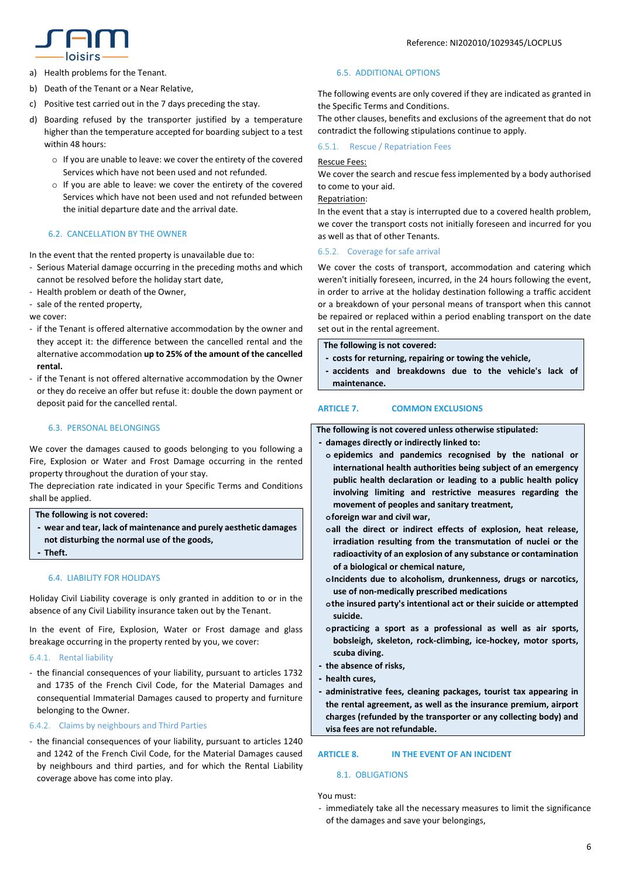a) Health problems for the Tenant.
b) Death of the Tenant or a Near Relative,
c) Positive test carried out in the 7 days preceding the stay.
d) Boarding refused by the transporter justified by a temperature higher than the temperature accepted for boarding subject to a test within 48 hours:
   - If you are unable to leave: we cover the entirety of the covered Services which have not been used and not refunded.
   - If you are able to leave: we cover the entirety of the covered Services which have not been used and not refunded between the initial departure date and the arrival date.

### 6.2. CANCELLATION BY THE OWNER

In the event that the rented property is unavailable due to:
- Serious Material damage occurring in the preceding moths and which cannot be resolved before the holiday start date,
- Health problem or death of the Owner,
- sale of the rented property,

we cover:
- if the Tenant is offered alternative accommodation by the owner and they accept it: the difference between the cancelled rental and the alternative accommodation **up to 25% of the amount of the cancelled rental.**
- if the Tenant is not offered alternative accommodation by the Owner or they do receive an offer but refuse it: double the down payment or deposit paid for the cancelled rental.

### 6.3. PERSONAL BELONGINGS

We cover the damages caused to goods belonging to you following a Fire, Explosion or Water and Frost Damage occurring in the rented property throughout the duration of your stay.
The depreciation rate indicated in your Specific Terms and Conditions shall be applied.

**The following is not covered:**
- **wear and tear, lack of maintenance and purely aesthetic damages not disturbing the normal use of the goods,**
- **Theft.**

### 6.4. LIABILITY FOR HOLIDAYS

Holiday Civil Liability coverage is only granted in addition to or in the absence of any Civil Liability insurance taken out by the Tenant.

In the event of Fire, Explosion, Water or Frost damage and glass breakage occurring in the property rented by you, we cover:

#### 6.4.1. Rental liability

- the financial consequences of your liability, pursuant to articles 1732 and 1735 of the French Civil Code, for the Material Damages and consequential Immaterial Damages caused to property and furniture belonging to the Owner.

#### 6.4.2. Claims by neighbours and Third Parties

- the financial consequences of your liability, pursuant to articles 1240 and 1242 of the French Civil Code, for the Material Damages caused by neighbours and third parties, and for which the Rental Liability coverage above has come into play.

### 6.5. ADDITIONAL OPTIONS

The following events are only covered if they are indicated as granted in the Specific Terms and Conditions.
The other clauses, benefits and exclusions of the agreement that do not contradict the following stipulations continue to apply.

#### 6.5.1. Rescue / Repatriation Fees

Rescue Fees:
We cover the search and rescue fess implemented by a body authorised to come to your aid.
Repatriation:
In the event that a stay is interrupted due to a covered health problem, we cover the transport costs not initially foreseen and incurred for you as well as that of other Tenants.

#### 6.5.2. Coverage for safe arrival

We cover the costs of transport, accommodation and catering which weren't initially foreseen, incurred, in the 24 hours following the event, in order to arrive at the holiday destination following a traffic accident or a breakdown of your personal means of transport when this cannot be repaired or replaced within a period enabling transport on the date set out in the rental agreement.

**The following is not covered:**
- **costs for returning, repairing or towing the vehicle,**
- **accidents and breakdowns due to the vehicle's lack of maintenance.**

## ARTICLE 7. COMMON EXCLUSIONS

**The following is not covered unless otherwise stipulated:**
- **damages directly or indirectly linked to:**
  - **epidemics and pandemics recognised by the national or international health authorities being subject of an emergency public health declaration or leading to a public health policy involving limiting and restrictive measures regarding the movement of peoples and sanitary treatment,**
  - **foreign war and civil war,**
  - **all the direct or indirect effects of explosion, heat release, irradiation resulting from the transmutation of nuclei or the radioactivity of an explosion of any substance or contamination of a biological or chemical nature,**
  - **Incidents due to alcoholism, drunkenness, drugs or narcotics, use of non-medically prescribed medications**
  - **the insured party's intentional act or their suicide or attempted suicide.**
  - **practicing a sport as a professional as well as air sports, bobsleigh, skeleton, rock-climbing, ice-hockey, motor sports, scuba diving.**
- **the absence of risks,**
- **health cures,**
- **administrative fees, cleaning packages, tourist tax appearing in the rental agreement, as well as the insurance premium, airport charges (refunded by the transporter or any collecting body) and visa fees are not refundable.**

## ARTICLE 8. IN THE EVENT OF AN INCIDENT

### 8.1. OBLIGATIONS

You must:
- immediately take all the necessary measures to limit the significance of the damages and save your belongings,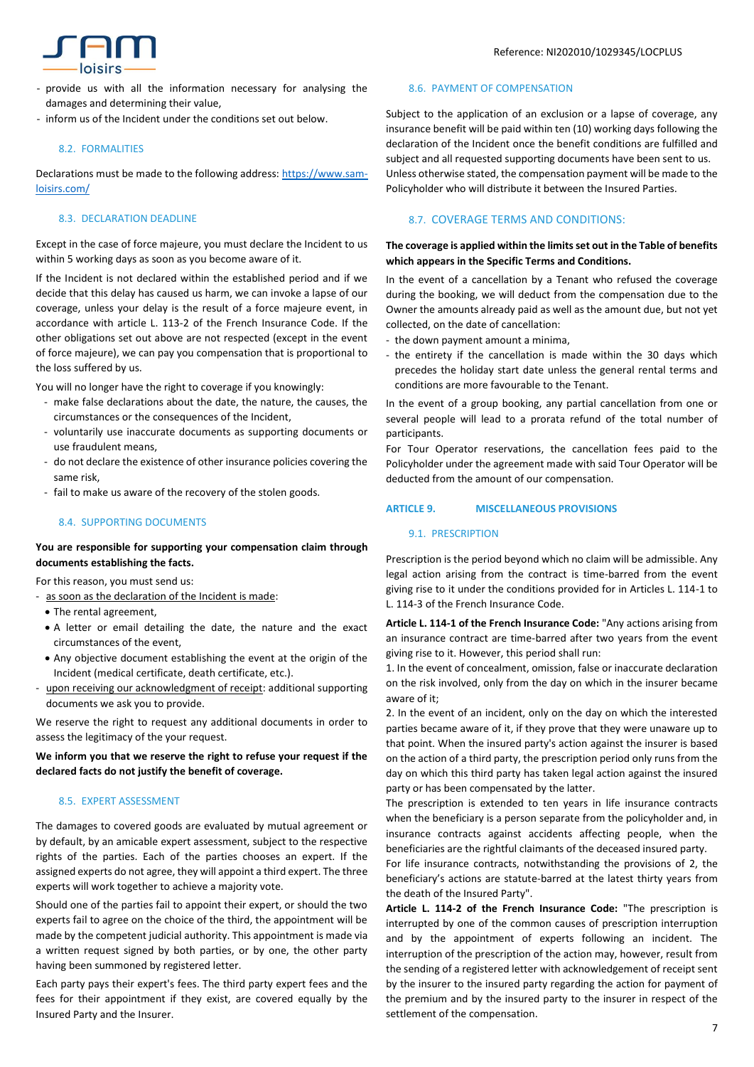- provide us with all the information necessary for analysing the damages and determining their value,
- inform us of the Incident under the conditions set out below.

### 8.2. FORMALITIES

Declarations must be made to the following address: [https://www.sam-loisirs.com/](https://www.sam-loisirs.com/)

### 8.3. DECLARATION DEADLINE

Except in the case of force majeure, you must declare the Incident to us within 5 working days as soon as you become aware of it.

If the Incident is not declared within the established period and if we decide that this delay has caused us harm, we can invoke a lapse of our coverage, unless your delay is the result of a force majeure event, in accordance with article L. 113-2 of the French Insurance Code. If the other obligations set out above are not respected (except in the event of force majeure), we can pay you compensation that is proportional to the loss suffered by us.

You will no longer have the right to coverage if you knowingly:

- make false declarations about the date, the nature, the causes, the circumstances or the consequences of the Incident,
- voluntarily use inaccurate documents as supporting documents or use fraudulent means,
- do not declare the existence of other insurance policies covering the same risk,
- fail to make us aware of the recovery of the stolen goods.

### 8.4. SUPPORTING DOCUMENTS

**You are responsible for supporting your compensation claim through documents establishing the facts.**

For this reason, you must send us:

- as soon as the declaration of the Incident is made:
  - The rental agreement,
  - A letter or email detailing the date, the nature and the exact circumstances of the event,
  - Any objective document establishing the event at the origin of the Incident (medical certificate, death certificate, etc.).
- upon receiving our acknowledgment of receipt: additional supporting documents we ask you to provide.

We reserve the right to request any additional documents in order to assess the legitimacy of the your request.

**We inform you that we reserve the right to refuse your request if the declared facts do not justify the benefit of coverage.**

### 8.5. EXPERT ASSESSMENT

The damages to covered goods are evaluated by mutual agreement or by default, by an amicable expert assessment, subject to the respective rights of the parties. Each of the parties chooses an expert. If the assigned experts do not agree, they will appoint a third expert. The three experts will work together to achieve a majority vote.

Should one of the parties fail to appoint their expert, or should the two experts fail to agree on the choice of the third, the appointment will be made by the competent judicial authority. This appointment is made via a written request signed by both parties, or by one, the other party having been summoned by registered letter.

Each party pays their expert's fees. The third party expert fees and the fees for their appointment if they exist, are covered equally by the Insured Party and the Insurer.

### 8.6. PAYMENT OF COMPENSATION

Subject to the application of an exclusion or a lapse of coverage, any insurance benefit will be paid within ten (10) working days following the declaration of the Incident once the benefit conditions are fulfilled and subject and all requested supporting documents have been sent to us. Unless otherwise stated, the compensation payment will be made to the Policyholder who will distribute it between the Insured Parties.

### 8.7. COVERAGE TERMS AND CONDITIONS:

**The coverage is applied within the limits set out in the Table of benefits which appears in the Specific Terms and Conditions.**

In the event of a cancellation by a Tenant who refused the coverage during the booking, we will deduct from the compensation due to the Owner the amounts already paid as well as the amount due, but not yet collected, on the date of cancellation:

- the down payment amount a minima,
- the entirety if the cancellation is made within the 30 days which precedes the holiday start date unless the general rental terms and conditions are more favourable to the Tenant.

In the event of a group booking, any partial cancellation from one or several people will lead to a prorata refund of the total number of participants.

For Tour Operator reservations, the cancellation fees paid to the Policyholder under the agreement made with said Tour Operator will be deducted from the amount of our compensation.

## ARTICLE 9. MISCELLANEOUS PROVISIONS

### 9.1. PRESCRIPTION

Prescription is the period beyond which no claim will be admissible. Any legal action arising from the contract is time-barred from the event giving rise to it under the conditions provided for in Articles L. 114-1 to L. 114-3 of the French Insurance Code.

**Article L. 114-1 of the French Insurance Code:** "Any actions arising from an insurance contract are time-barred after two years from the event giving rise to it. However, this period shall run:

1. In the event of concealment, omission, false or inaccurate declaration on the risk involved, only from the day on which in the insurer became aware of it;
2. In the event of an incident, only on the day on which the interested parties became aware of it, if they prove that they were unaware up to that point. When the insured party's action against the insurer is based on the action of a third party, the prescription period only runs from the day on which this third party has taken legal action against the insured party or has been compensated by the latter.

The prescription is extended to ten years in life insurance contracts when the beneficiary is a person separate from the policyholder and, in insurance contracts against accidents affecting people, when the beneficiaries are the rightful claimants of the deceased insured party.

For life insurance contracts, notwithstanding the provisions of 2, the beneficiary's actions are statute-barred at the latest thirty years from the death of the Insured Party".

**Article L. 114-2 of the French Insurance Code:** "The prescription is interrupted by one of the common causes of prescription interruption and by the appointment of experts following an incident. The interruption of the prescription of the action may, however, result from the sending of a registered letter with acknowledgement of receipt sent by the insurer to the insured party regarding the action for payment of the premium and by the insured party to the insurer in respect of the settlement of the compensation.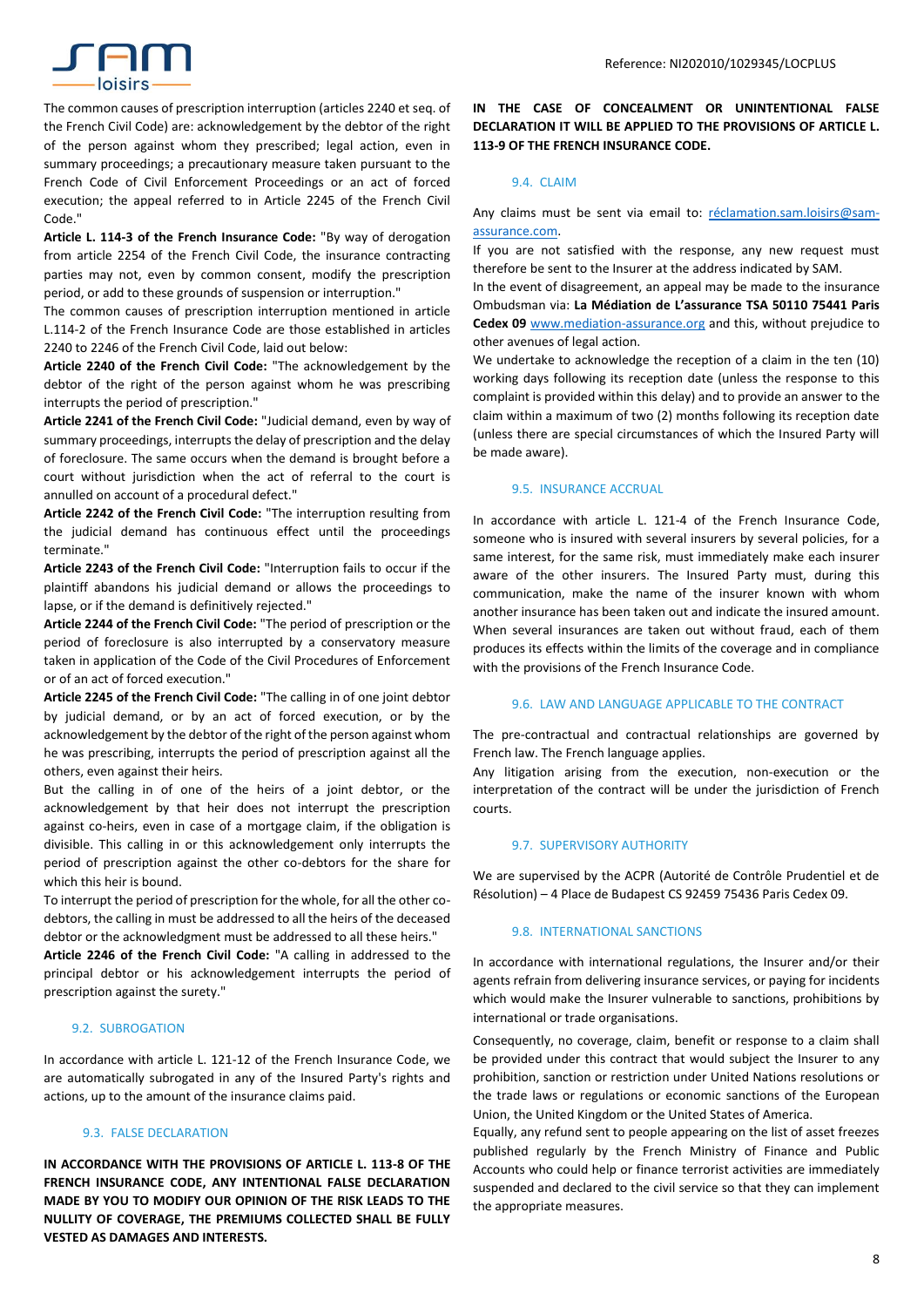The common causes of prescription interruption (articles 2240 et seq. of the French Civil Code) are: acknowledgement by the debtor of the right of the person against whom they prescribed; legal action, even in summary proceedings; a precautionary measure taken pursuant to the French Code of Civil Enforcement Proceedings or an act of forced execution; the appeal referred to in Article 2245 of the French Civil Code."

**Article L. 114-3 of the French Insurance Code:** "By way of derogation from article 2254 of the French Civil Code, the insurance contracting parties may not, even by common consent, modify the prescription period, or add to these grounds of suspension or interruption."

The common causes of prescription interruption mentioned in article L.114-2 of the French Insurance Code are those established in articles 2240 to 2246 of the French Civil Code, laid out below:

**Article 2240 of the French Civil Code:** "The acknowledgement by the debtor of the right of the person against whom he was prescribing interrupts the period of prescription."

**Article 2241 of the French Civil Code:** "Judicial demand, even by way of summary proceedings, interrupts the delay of prescription and the delay of foreclosure. The same occurs when the demand is brought before a court without jurisdiction when the act of referral to the court is annulled on account of a procedural defect."

**Article 2242 of the French Civil Code:** "The interruption resulting from the judicial demand has continuous effect until the proceedings terminate."

**Article 2243 of the French Civil Code:** "Interruption fails to occur if the plaintiff abandons his judicial demand or allows the proceedings to lapse, or if the demand is definitively rejected."

**Article 2244 of the French Civil Code:** "The period of prescription or the period of foreclosure is also interrupted by a conservatory measure taken in application of the Code of the Civil Procedures of Enforcement or of an act of forced execution."

**Article 2245 of the French Civil Code:** "The calling in of one joint debtor by judicial demand, or by an act of forced execution, or by the acknowledgement by the debtor of the right of the person against whom he was prescribing, interrupts the period of prescription against all the others, even against their heirs.

But the calling in of one of the heirs of a joint debtor, or the acknowledgement by that heir does not interrupt the prescription against co-heirs, even in case of a mortgage claim, if the obligation is divisible. This calling in or this acknowledgement only interrupts the period of prescription against the other co-debtors for the share for which this heir is bound.

To interrupt the period of prescription for the whole, for all the other co-debtors, the calling in must be addressed to all the heirs of the deceased debtor or the acknowledgment must be addressed to all these heirs."

**Article 2246 of the French Civil Code:** "A calling in addressed to the principal debtor or his acknowledgement interrupts the period of prescription against the surety."

### 9.2. SUBROGATION

In accordance with article L. 121-12 of the French Insurance Code, we are automatically subrogated in any of the Insured Party's rights and actions, up to the amount of the insurance claims paid.

### 9.3. FALSE DECLARATION

**IN ACCORDANCE WITH THE PROVISIONS OF ARTICLE L. 113-8 OF THE FRENCH INSURANCE CODE, ANY INTENTIONAL FALSE DECLARATION MADE BY YOU TO MODIFY OUR OPINION OF THE RISK LEADS TO THE NULLITY OF COVERAGE, THE PREMIUMS COLLECTED SHALL BE FULLY VESTED AS DAMAGES AND INTERESTS.**

**IN THE CASE OF CONCEALMENT OR UNINTENTIONAL FALSE DECLARATION IT WILL BE APPLIED TO THE PROVISIONS OF ARTICLE L. 113-9 OF THE FRENCH INSURANCE CODE.**

### 9.4. CLAIM

Any claims must be sent via email to: [réclamation.sam.loisirs@sam-assurance.com](mailto:réclamation.sam.loisirs@sam-assurance.com).

If you are not satisfied with the response, any new request must therefore be sent to the Insurer at the address indicated by SAM.

In the event of disagreement, an appeal may be made to the insurance Ombudsman via: **La Médiation de L'assurance TSA 50110 75441 Paris Cedex 09** [www.mediation-assurance.org](http://www.mediation-assurance.org) and this, without prejudice to other avenues of legal action.

We undertake to acknowledge the reception of a claim in the ten (10) working days following its reception date (unless the response to this complaint is provided within this delay) and to provide an answer to the claim within a maximum of two (2) months following its reception date (unless there are special circumstances of which the Insured Party will be made aware).

### 9.5. INSURANCE ACCRUAL

In accordance with article L. 121-4 of the French Insurance Code, someone who is insured with several insurers by several policies, for a same interest, for the same risk, must immediately make each insurer aware of the other insurers. The Insured Party must, during this communication, make the name of the insurer known with whom another insurance has been taken out and indicate the insured amount. When several insurances are taken out without fraud, each of them produces its effects within the limits of the coverage and in compliance with the provisions of the French Insurance Code.

### 9.6. LAW AND LANGUAGE APPLICABLE TO THE CONTRACT

The pre-contractual and contractual relationships are governed by French law. The French language applies.

Any litigation arising from the execution, non-execution or the interpretation of the contract will be under the jurisdiction of French courts.

### 9.7. SUPERVISORY AUTHORITY

We are supervised by the ACPR (Autorité de Contrôle Prudentiel et de Résolution) – 4 Place de Budapest CS 92459 75436 Paris Cedex 09.

### 9.8. INTERNATIONAL SANCTIONS

In accordance with international regulations, the Insurer and/or their agents refrain from delivering insurance services, or paying for incidents which would make the Insurer vulnerable to sanctions, prohibitions by international or trade organisations.

Consequently, no coverage, claim, benefit or response to a claim shall be provided under this contract that would subject the Insurer to any prohibition, sanction or restriction under United Nations resolutions or the trade laws or regulations or economic sanctions of the European Union, the United Kingdom or the United States of America.

Equally, any refund sent to people appearing on the list of asset freezes published regularly by the French Ministry of Finance and Public Accounts who could help or finance terrorist activities are immediately suspended and declared to the civil service so that they can implement the appropriate measures.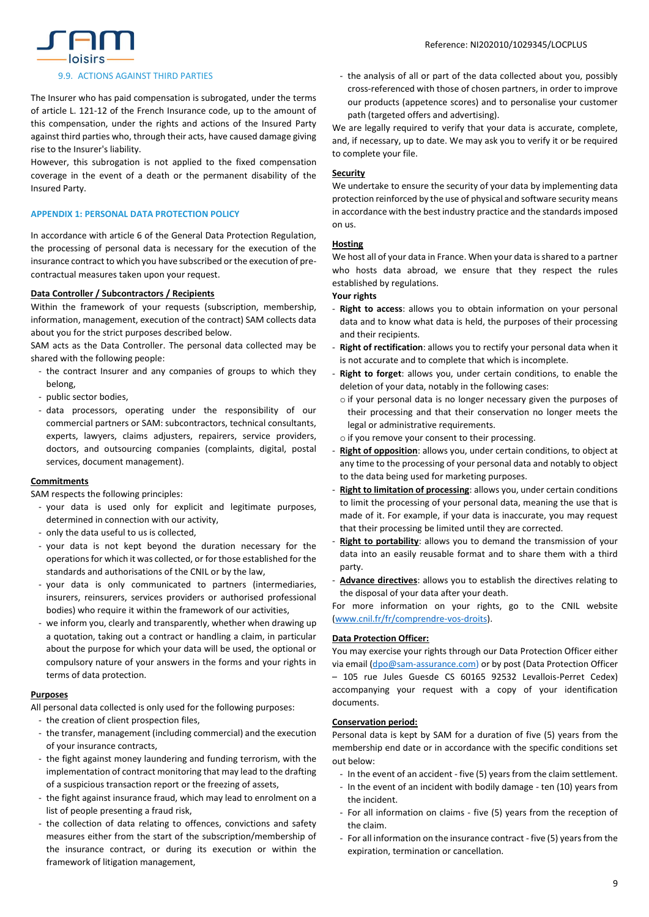### 9.9. ACTIONS AGAINST THIRD PARTIES

The Insurer who has paid compensation is subrogated, under the terms of article L. 121-12 of the French Insurance code, up to the amount of this compensation, under the rights and actions of the Insured Party against third parties who, through their acts, have caused damage giving rise to the Insurer's liability.

However, this subrogation is not applied to the fixed compensation coverage in the event of a death or the permanent disability of the Insured Party.

## APPENDIX 1: PERSONAL DATA PROTECTION POLICY

In accordance with article 6 of the General Data Protection Regulation, the processing of personal data is necessary for the execution of the insurance contract to which you have subscribed or the execution of pre-contractual measures taken upon your request.

**Data Controller / Subcontractors / Recipients**

Within the framework of your requests (subscription, membership, information, management, execution of the contract) SAM collects data about you for the strict purposes described below.

SAM acts as the Data Controller. The personal data collected may be shared with the following people:

- the contract Insurer and any companies of groups to which they belong,
- public sector bodies,
- data processors, operating under the responsibility of our commercial partners or SAM: subcontractors, technical consultants, experts, lawyers, claims adjusters, repairers, service providers, doctors, and outsourcing companies (complaints, digital, postal services, document management).

**Commitments**

SAM respects the following principles:

- your data is used only for explicit and legitimate purposes, determined in connection with our activity,
- only the data useful to us is collected,
- your data is not kept beyond the duration necessary for the operations for which it was collected, or for those established for the standards and authorisations of the CNIL or by the law,
- your data is only communicated to partners (intermediaries, insurers, reinsurers, services providers or authorised professional bodies) who require it within the framework of our activities,
- we inform you, clearly and transparently, whether when drawing up a quotation, taking out a contract or handling a claim, in particular about the purpose for which your data will be used, the optional or compulsory nature of your answers in the forms and your rights in terms of data protection.

**Purposes**

All personal data collected is only used for the following purposes:

- the creation of client prospection files,
- the transfer, management (including commercial) and the execution of your insurance contracts,
- the fight against money laundering and funding terrorism, with the implementation of contract monitoring that may lead to the drafting of a suspicious transaction report or the freezing of assets,
- the fight against insurance fraud, which may lead to enrolment on a list of people presenting a fraud risk,
- the collection of data relating to offences, convictions and safety measures either from the start of the subscription/membership of the insurance contract, or during its execution or within the framework of litigation management,
- the analysis of all or part of the data collected about you, possibly cross-referenced with those of chosen partners, in order to improve our products (appetence scores) and to personalise your customer path (targeted offers and advertising).

We are legally required to verify that your data is accurate, complete, and, if necessary, up to date. We may ask you to verify it or be required to complete your file.

**Security**

We undertake to ensure the security of your data by implementing data protection reinforced by the use of physical and software security means in accordance with the best industry practice and the standards imposed on us.

**Hosting**

We host all of your data in France. When your data is shared to a partner who hosts data abroad, we ensure that they respect the rules established by regulations.

**Your rights**

- **Right to access**: allows you to obtain information on your personal data and to know what data is held, the purposes of their processing and their recipients.
- **Right of rectification**: allows you to rectify your personal data when it is not accurate and to complete that which is incomplete.
- **Right to forget**: allows you, under certain conditions, to enable the deletion of your data, notably in the following cases:
  - if your personal data is no longer necessary given the purposes of their processing and that their conservation no longer meets the legal or administrative requirements.
  - if you remove your consent to their processing.
- **Right of opposition**: allows you, under certain conditions, to object at any time to the processing of your personal data and notably to object to the data being used for marketing purposes.
- **Right to limitation of processing**: allows you, under certain conditions to limit the processing of your personal data, meaning the use that is made of it. For example, if your data is inaccurate, you may request that their processing be limited until they are corrected.
- **Right to portability**: allows you to demand the transmission of your data into an easily reusable format and to share them with a third party.
- **Advance directives**: allows you to establish the directives relating to the disposal of your data after your death.

For more information on your rights, go to the CNIL website (www.cnil.fr/fr/comprendre-vos-droits).

**Data Protection Officer:**

You may exercise your rights through our Data Protection Officer either via email (dpo@sam-assurance.com) or by post (Data Protection Officer – 105 rue Jules Guesde CS 60165 92532 Levallois-Perret Cedex) accompanying your request with a copy of your identification documents.

**Conservation period:**

Personal data is kept by SAM for a duration of five (5) years from the membership end date or in accordance with the specific conditions set out below:

- In the event of an accident - five (5) years from the claim settlement.
- In the event of an incident with bodily damage - ten (10) years from the incident.
- For all information on claims - five (5) years from the reception of the claim.
- For all information on the insurance contract - five (5) years from the expiration, termination or cancellation.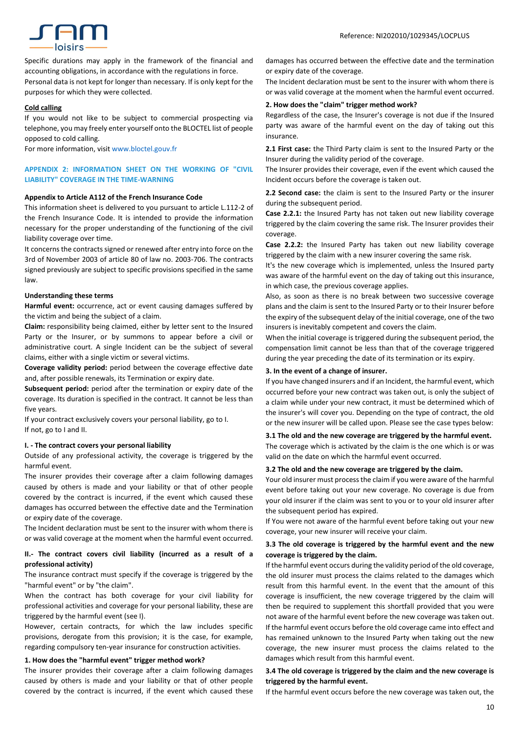Specific durations may apply in the framework of the financial and accounting obligations, in accordance with the regulations in force.
Personal data is not kept for longer than necessary. If is only kept for the purposes for which they were collected.

**Cold calling**

If you would not like to be subject to commercial prospecting via telephone, you may freely enter yourself onto the BLOCTEL list of people opposed to cold calling.
For more information, visit www.bloctel.gouv.fr

## APPENDIX 2: INFORMATION SHEET ON THE WORKING OF "CIVIL LIABILITY" COVERAGE IN THE TIME-WARNING

**Appendix to Article A112 of the French Insurance Code**

This information sheet is delivered to you pursuant to article L.112-2 of the French Insurance Code. It is intended to provide the information necessary for the proper understanding of the functioning of the civil liability coverage over time.

It concerns the contracts signed or renewed after entry into force on the 3rd of November 2003 of article 80 of law no. 2003-706. The contracts signed previously are subject to specific provisions specified in the same law.

**Understanding these terms**

**Harmful event:** occurrence, act or event causing damages suffered by the victim and being the subject of a claim.
**Claim:** responsibility being claimed, either by letter sent to the Insured Party or the Insurer, or by summons to appear before a civil or administrative court. A single Incident can be the subject of several claims, either with a single victim or several victims.
**Coverage validity period:** period between the coverage effective date and, after possible renewals, its Termination or expiry date.
**Subsequent period:** period after the termination or expiry date of the coverage. Its duration is specified in the contract. It cannot be less than five years.

If your contract exclusively covers your personal liability, go to I.
If not, go to I and II.

**I. - The contract covers your personal liability**

Outside of any professional activity, the coverage is triggered by the harmful event.

The insurer provides their coverage after a claim following damages caused by others is made and your liability or that of other people covered by the contract is incurred, if the event which caused these damages has occurred between the effective date and the Termination or expiry date of the coverage.

The Incident declaration must be sent to the insurer with whom there is or was valid coverage at the moment when the harmful event occurred.

**II.- The contract covers civil liability (incurred as a result of a professional activity)**

The insurance contract must specify if the coverage is triggered by the "harmful event" or by "the claim".

When the contract has both coverage for your civil liability for professional activities and coverage for your personal liability, these are triggered by the harmful event (see I).

However, certain contracts, for which the law includes specific provisions, derogate from this provision; it is the case, for example, regarding compulsory ten-year insurance for construction activities.

**1. How does the "harmful event" trigger method work?**

The insurer provides their coverage after a claim following damages caused by others is made and your liability or that of other people covered by the contract is incurred, if the event which caused these damages has occurred between the effective date and the termination or expiry date of the coverage.

The Incident declaration must be sent to the insurer with whom there is or was valid coverage at the moment when the harmful event occurred.

**2. How does the "claim" trigger method work?**

Regardless of the case, the Insurer's coverage is not due if the Insured party was aware of the harmful event on the day of taking out this insurance.

**2.1 First case:** the Third Party claim is sent to the Insured Party or the Insurer during the validity period of the coverage.

The Insurer provides their coverage, even if the event which caused the Incident occurs before the coverage is taken out.

**2.2 Second case:** the claim is sent to the Insured Party or the insurer during the subsequent period.

**Case 2.2.1:** the Insured Party has not taken out new liability coverage triggered by the claim covering the same risk. The Insurer provides their coverage.

**Case 2.2.2:** the Insured Party has taken out new liability coverage triggered by the claim with a new insurer covering the same risk.

It's the new coverage which is implemented, unless the Insured party was aware of the harmful event on the day of taking out this insurance, in which case, the previous coverage applies.

Also, as soon as there is no break between two successive coverage plans and the claim is sent to the Insured Party or to their Insurer before the expiry of the subsequent delay of the initial coverage, one of the two insurers is inevitably competent and covers the claim.

When the initial coverage is triggered during the subsequent period, the compensation limit cannot be less than that of the coverage triggered during the year preceding the date of its termination or its expiry.

**3. In the event of a change of insurer.**

If you have changed insurers and if an Incident, the harmful event, which occurred before your new contract was taken out, is only the subject of a claim while under your new contract, it must be determined which of the insurer's will cover you. Depending on the type of contract, the old or the new insurer will be called upon. Please see the case types below:

**3.1 The old and the new coverage are triggered by the harmful event.**

The coverage which is activated by the claim is the one which is or was valid on the date on which the harmful event occurred.

**3.2 The old and the new coverage are triggered by the claim.**

Your old insurer must process the claim if you were aware of the harmful event before taking out your new coverage. No coverage is due from your old insurer if the claim was sent to you or to your old insurer after the subsequent period has expired.

If You were not aware of the harmful event before taking out your new coverage, your new insurer will receive your claim.

**3.3 The old coverage is triggered by the harmful event and the new coverage is triggered by the claim.**

If the harmful event occurs during the validity period of the old coverage, the old insurer must process the claims related to the damages which result from this harmful event. In the event that the amount of this coverage is insufficient, the new coverage triggered by the claim will then be required to supplement this shortfall provided that you were not aware of the harmful event before the new coverage was taken out.

If the harmful event occurs before the old coverage came into effect and has remained unknown to the Insured Party when taking out the new coverage, the new insurer must process the claims related to the damages which result from this harmful event.

**3.4 The old coverage is triggered by the claim and the new coverage is triggered by the harmful event.**

If the harmful event occurs before the new coverage was taken out, the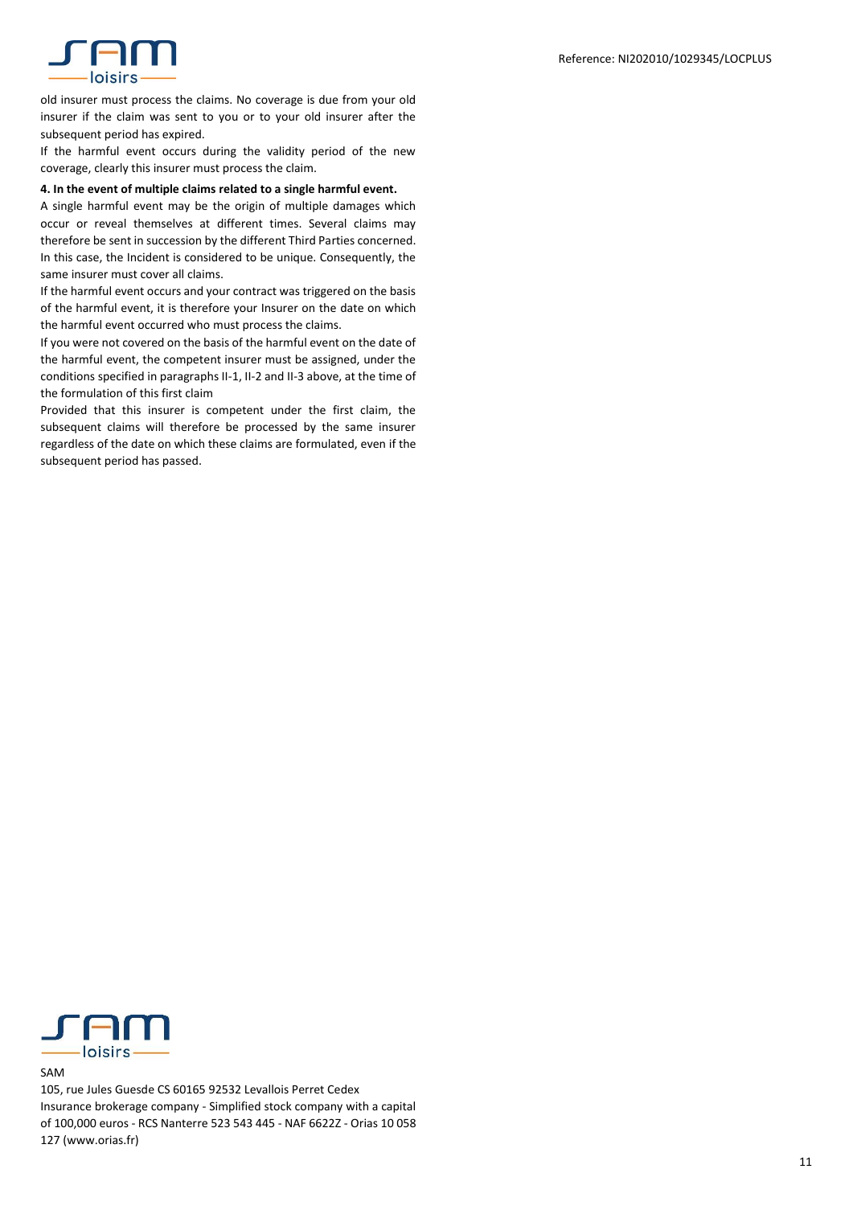old insurer must process the claims. No coverage is due from your old insurer if the claim was sent to you or to your old insurer after the subsequent period has expired.

If the harmful event occurs during the validity period of the new coverage, clearly this insurer must process the claim.

**4. In the event of multiple claims related to a single harmful event.**

A single harmful event may be the origin of multiple damages which occur or reveal themselves at different times. Several claims may therefore be sent in succession by the different Third Parties concerned. In this case, the Incident is considered to be unique. Consequently, the same insurer must cover all claims.

If the harmful event occurs and your contract was triggered on the basis of the harmful event, it is therefore your Insurer on the date on which the harmful event occurred who must process the claims.

If you were not covered on the basis of the harmful event on the date of the harmful event, the competent insurer must be assigned, under the conditions specified in paragraphs II-1, II-2 and II-3 above, at the time of the formulation of this first claim

Provided that this insurer is competent under the first claim, the subsequent claims will therefore be processed by the same insurer regardless of the date on which these claims are formulated, even if the subsequent period has passed.

SAM

105, rue Jules Guesde CS 60165 92532 Levallois Perret Cedex

Insurance brokerage company - Simplified stock company with a capital of 100,000 euros - RCS Nanterre 523 543 445 - NAF 6622Z - Orias 10 058 127 (www.orias.fr)